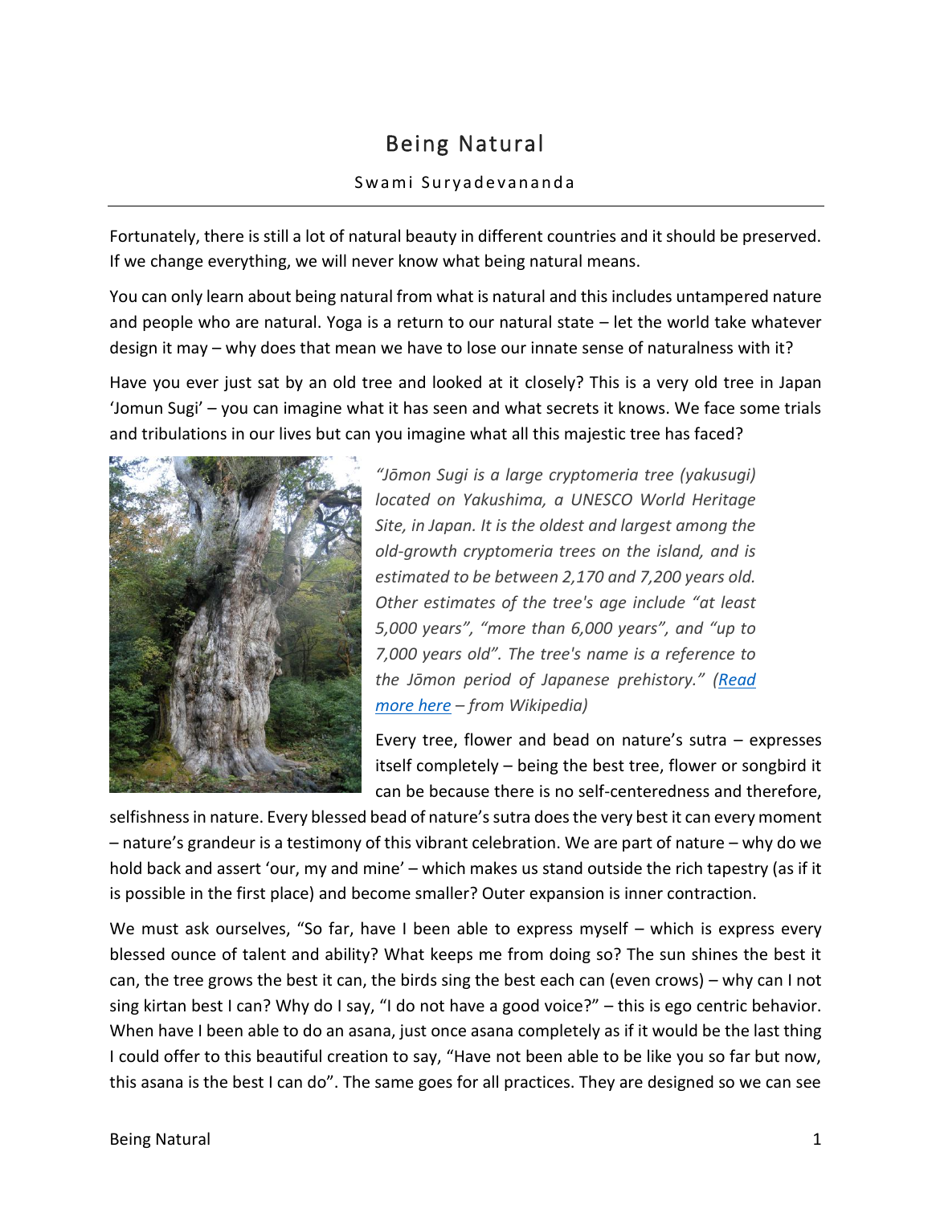# Being Natural

Swami Suryadevananda

Fortunately, there is still a lot of natural beauty in different countries and it should be preserved. If we change everything, we will never know what being natural means.

You can only learn about being natural from what is natural and this includes untampered nature and people who are natural. Yoga is a return to our natural state – let the world take whatever design it may – why does that mean we have to lose our innate sense of naturalness with it?

Have you ever just sat by an old tree and looked at it closely? This is a very old tree in Japan 'Jomun Sugi' – you can imagine what it has seen and what secrets it knows. We face some trials and tribulations in our lives but can you imagine what all this majestic tree has faced?

*"Jōmon Sugi is a large cryptomeria tree (yakusugi) located on Yakushima, a UNESCO World Heritage Site, in Japan. It is the oldest and largest among the old-growth cryptomeria trees on the island, and is estimated to be between 2,170 and 7,200 years old. Other estimates of the tree's age include "at least 5,000 years", "more than 6,000 years", and "up to 7,000 years old". The tree's name is a reference to the Jōmon period of Japanese prehistory." (Read more here – from Wikipedia)*

Every tree, flower and bead on nature's sutra – expresses itself completely – being the best tree, flower or songbird it can be because there is no self-centeredness and therefore, selfishness in nature. Every blessed bead of nature's sutra does the very best it can every moment – nature's grandeur is a testimony of this vibrant celebration. We are part of nature – why do we hold back and assert 'our, my and mine' – which makes us stand outside the rich tapestry (as if it is possible in the first place) and become smaller? Outer expansion is inner contraction.

We must ask ourselves, "So far, have I been able to express myself – which is express every blessed ounce of talent and ability? What keeps me from doing so? The sun shines the best it can, the tree grows the best it can, the birds sing the best each can (even crows) – why can I not sing kirtan best I can? Why do I say, "I do not have a good voice?" – this is ego centric behavior. When have I been able to do an asana, just once asana completely as if it would be the last thing I could offer to this beautiful creation to say, "Have not been able to be like you so far but now, this asana is the best I can do". The same goes for all practices. They are designed so we can see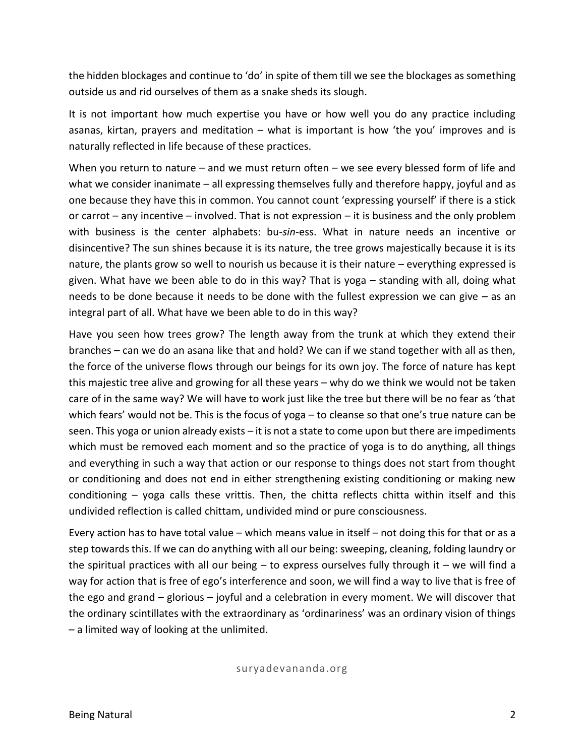the hidden blockages and continue to 'do' in spite of them till we see the blockages as something outside us and rid ourselves of them as a snake sheds its slough.

It is not important how much expertise you have or how well you do any practice including asanas, kirtan, prayers and meditation – what is important is how 'the you' improves and is naturally reflected in life because of these practices.

When you return to nature – and we must return often – we see every blessed form of life and what we consider inanimate – all expressing themselves fully and therefore happy, joyful and as one because they have this in common. You cannot count 'expressing yourself' if there is a stick or carrot – any incentive – involved. That is not expression – it is business and the only problem with business is the center alphabets: bu-*sin*-ess. What in nature needs an incentive or disincentive? The sun shines because it is its nature, the tree grows majestically because it is its nature, the plants grow so well to nourish us because it is their nature – everything expressed is given. What have we been able to do in this way? That is yoga – standing with all, doing what needs to be done because it needs to be done with the fullest expression we can give – as an integral part of all. What have we been able to do in this way?

Have you seen how trees grow? The length away from the trunk at which they extend their branches – can we do an asana like that and hold? We can if we stand together with all as then, the force of the universe flows through our beings for its own joy. The force of nature has kept this majestic tree alive and growing for all these years – why do we think we would not be taken care of in the same way? We will have to work just like the tree but there will be no fear as 'that which fears' would not be. This is the focus of yoga – to cleanse so that one's true nature can be seen. This yoga or union already exists – it is not a state to come upon but there are impediments which must be removed each moment and so the practice of yoga is to do anything, all things and everything in such a way that action or our response to things does not start from thought or conditioning and does not end in either strengthening existing conditioning or making new conditioning – yoga calls these vrittis. Then, the chitta reflects chitta within itself and this undivided reflection is called chittam, undivided mind or pure consciousness.

Every action has to have total value – which means value in itself – not doing this for that or as a step towards this. If we can do anything with all our being: sweeping, cleaning, folding laundry or the spiritual practices with all our being – to express ourselves fully through it – we will find a way for action that is free of ego's interference and soon, we will find a way to live that is free of the ego and grand – glorious – joyful and a celebration in every moment. We will discover that the ordinary scintillates with the extraordinary as 'ordinariness' was an ordinary vision of things – a limited way of looking at the unlimited.